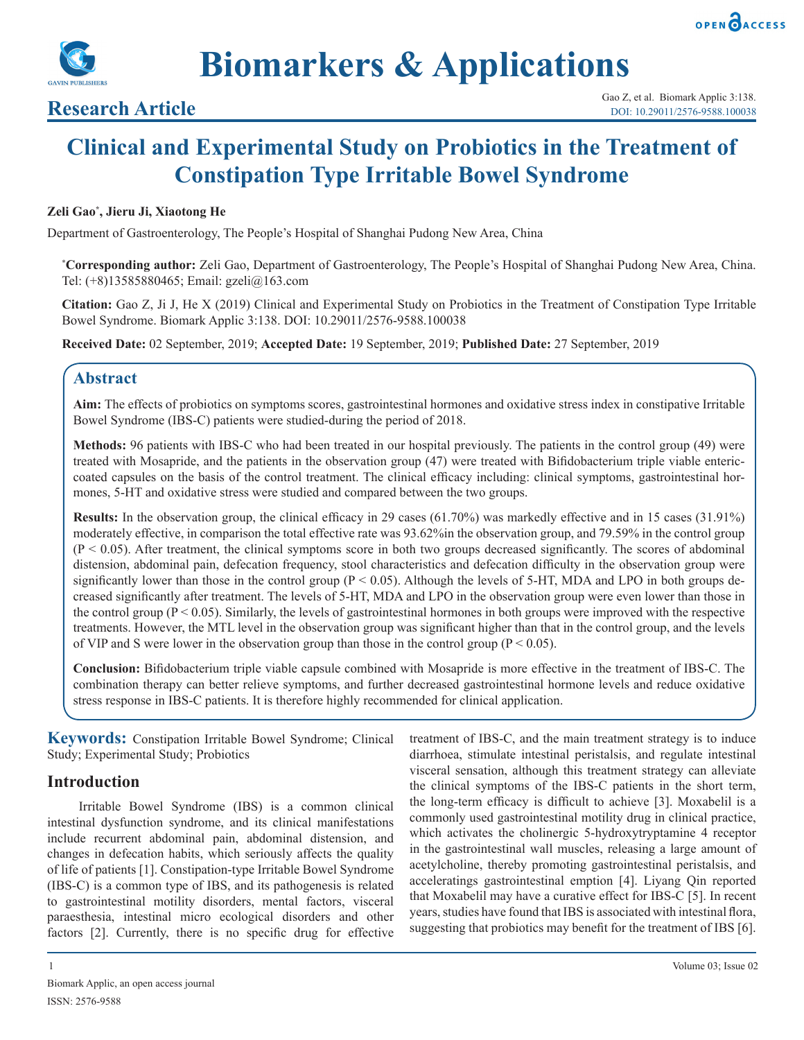# Biomarkers & Applications

## Research Article

# Clinical and Experimental Study on Probiotics in the Treatment of Constipation Type Irritable Bowel Syndrome

**Zeli Gao*, Jieru Ji, Xiaotong He**

Department of Gastroenterology, The People's Hospital of Shanghai Pudong New Area, China

***Corresponding author:** Zeli Gao, Department of Gastroenterology, The People's Hospital of Shanghai Pudong New Area, China. Tel: (+8)13585880465; Email: gzeli@163.com

**Citation:** Gao Z, Ji J, He X (2019) Clinical and Experimental Study on Probiotics in the Treatment of Constipation Type Irritable Bowel Syndrome. Biomark Applic 3:138. DOI: 10.29011/2576-9588.100038

**Received Date:** 02 September, 2019; **Accepted Date:** 19 September, 2019; **Published Date:** 27 September, 2019

## Abstract

**Aim:** The effects of probiotics on symptoms scores, gastrointestinal hormones and oxidative stress index in constipative Irritable Bowel Syndrome (IBS-C) patients were studied-during the period of 2018.

**Methods:** 96 patients with IBS-C who had been treated in our hospital previously. The patients in the control group (49) were treated with Mosapride, and the patients in the observation group (47) were treated with Bifidobacterium triple viable entericcoated capsules on the basis of the control treatment. The clinical efficacy including: clinical symptoms, gastrointestinal hormones, 5-HT and oxidative stress were studied and compared between the two groups.

**Results:** In the observation group, the clinical efficacy in 29 cases (61.70%) was markedly effective and in 15 cases (31.91%) moderately effective, in comparison the total effective rate was 93.62%in the observation group, and 79.59% in the control group ($P < 0.05$). After treatment, the clinical symptoms score in both two groups decreased significantly. The scores of abdominal distension, abdominal pain, defecation frequency, stool characteristics and defecation difficulty in the observation group were significantly lower than those in the control group ($P < 0.05$). Although the levels of 5-HT, MDA and LPO in both groups decreased significantly after treatment. The levels of 5-HT, MDA and LPO in the observation group were even lower than those in the control group ($P < 0.05$). Similarly, the levels of gastrointestinal hormones in both groups were improved with the respective treatments. However, the MTL level in the observation group was significant higher than that in the control group, and the levels of VIP and S were lower in the observation group than those in the control group ($P < 0.05$).

**Conclusion:** Bifidobacterium triple viable capsule combined with Mosapride is more effective in the treatment of IBS-C. The combination therapy can better relieve symptoms, and further decreased gastrointestinal hormone levels and reduce oxidative stress response in IBS-C patients. It is therefore highly recommended for clinical application.

**Keywords:** Constipation Irritable Bowel Syndrome; Clinical Study; Experimental Study; Probiotics

## Introduction

Irritable Bowel Syndrome (IBS) is a common clinical intestinal dysfunction syndrome, and its clinical manifestations include recurrent abdominal pain, abdominal distension, and changes in defecation habits, which seriously affects the quality of life of patients [1]. Constipation-type Irritable Bowel Syndrome (IBS-C) is a common type of IBS, and its pathogenesis is related to gastrointestinal motility disorders, mental factors, visceral paraesthesia, intestinal micro ecological disorders and other factors [2]. Currently, there is no specific drug for effective treatment of IBS-C, and the main treatment strategy is to induce diarrhoea, stimulate intestinal peristalsis, and regulate intestinal visceral sensation, although this treatment strategy can alleviate the clinical symptoms of the IBS-C patients in the short term, the long-term efficacy is difficult to achieve [3]. Moxabelil is a commonly used gastrointestinal motility drug in clinical practice, which activates the cholinergic 5-hydroxytryptamine 4 receptor in the gastrointestinal wall muscles, releasing a large amount of acetylcholine, thereby promoting gastrointestinal peristalsis, and acceleratings gastrointestinal emption [4]. Liyang Qin reported that Moxabelil may have a curative effect for IBS-C [5]. In recent years, studies have found that IBS is associated with intestinal flora, suggesting that probiotics may benefit for the treatment of IBS [6].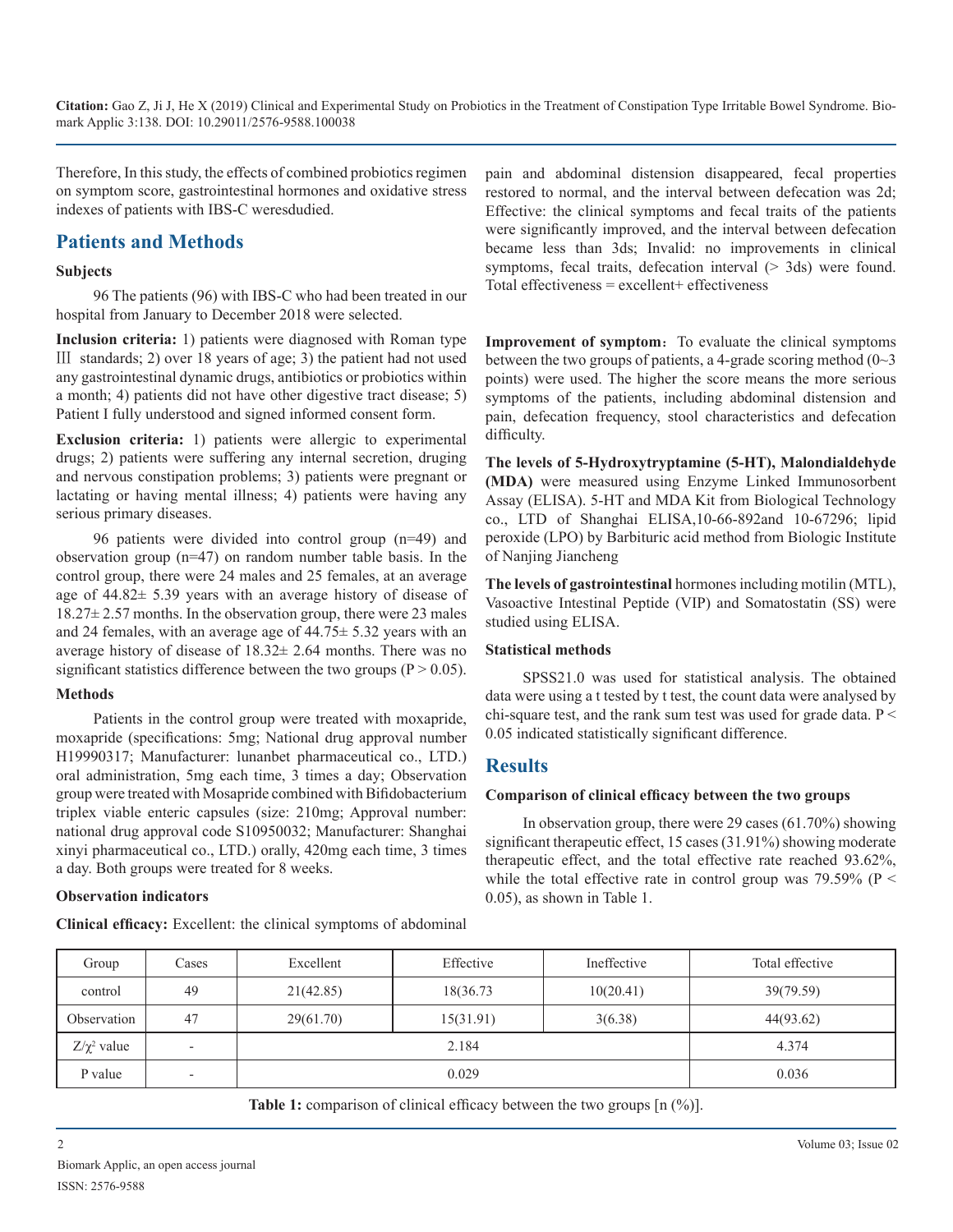Therefore, In this study, the effects of combined probiotics regimen on symptom score, gastrointestinal hormones and oxidative stress indexes of patients with IBS-C weresdudied.

## Patients and Methods

### Subjects

96 The patients (96) with IBS-C who had been treated in our hospital from January to December 2018 were selected.

**Inclusion criteria:** 1) patients were diagnosed with Roman type Ⅲ standards; 2) over 18 years of age; 3) the patient had not used any gastrointestinal dynamic drugs, antibiotics or probiotics within a month; 4) patients did not have other digestive tract disease; 5) Patient I fully understood and signed informed consent form.

**Exclusion criteria:** 1) patients were allergic to experimental drugs; 2) patients were suffering any internal secretion, druging and nervous constipation problems; 3) patients were pregnant or lactating or having mental illness; 4) patients were having any serious primary diseases.

96 patients were divided into control group (n=49) and observation group (n=47) on random number table basis. In the control group, there were 24 males and 25 females, at an average age of 44.82± 5.39 years with an average history of disease of 18.27± 2.57 months. In the observation group, there were 23 males and 24 females, with an average age of 44.75± 5.32 years with an average history of disease of 18.32± 2.64 months. There was no significant statistics difference between the two groups ($P > 0.05$).

### Methods

Patients in the control group were treated with moxapride, moxapride (specifications: 5mg; National drug approval number H19990317; Manufacturer: lunanbet pharmaceutical co., LTD.) oral administration, 5mg each time, 3 times a day; Observation group were treated with Mosapride combined with Bifidobacterium triplex viable enteric capsules (size: 210mg; Approval number: national drug approval code S10950032; Manufacturer: Shanghai xinyi pharmaceutical co., LTD.) orally, 420mg each time, 3 times a day. Both groups were treated for 8 weeks.

### Observation indicators

**Clinical efficacy:** Excellent: the clinical symptoms of abdominal pain and abdominal distension disappeared, fecal properties restored to normal, and the interval between defecation was 2d; Effective: the clinical symptoms and fecal traits of the patients were significantly improved, and the interval between defecation became less than 3ds; Invalid: no improvements in clinical symptoms, fecal traits, defecation interval (> 3ds) were found. Total effectiveness = excellent+ effectiveness

**Improvement of symptom**: To evaluate the clinical symptoms between the two groups of patients, a 4-grade scoring method (0~3 points) were used. The higher the score means the more serious symptoms of the patients, including abdominal distension and pain, defecation frequency, stool characteristics and defecation difficulty.

**The levels of 5-Hydroxytryptamine (5-HT), Malondialdehyde (MDA)** were measured using Enzyme Linked Immunosorbent Assay (ELISA). 5-HT and MDA Kit from Biological Technology co., LTD of Shanghai ELISA,10-66-892and 10-67296; lipid peroxide (LPO) by Barbituric acid method from Biologic Institute of Nanjing Jiancheng

**The levels of gastrointestinal** hormones including motilin (MTL), Vasoactive Intestinal Peptide (VIP) and Somatostatin (SS) were studied using ELISA.

### Statistical methods

SPSS21.0 was used for statistical analysis. The obtained data were using a t tested by t test, the count data were analysed by chi-square test, and the rank sum test was used for grade data. $P < 0.05$ indicated statistically significant difference.

## Results

### Comparison of clinical efficacy between the two groups

In observation group, there were 29 cases (61.70%) showing significant therapeutic effect, 15 cases (31.91%) showing moderate therapeutic effect, and the total effective rate reached 93.62%, while the total effective rate in control group was 79.59% ($P < 0.05$), as shown in Table 1.

| Group | Cases | Excellent | Effective | Ineffective | Total effective |
|---|---|---|---|---|---|
| control | 49 | 21(42.85) | 18(36.73 | 10(20.41) | 39(79.59) |
| Observation | 47 | 29(61.70) | 15(31.91) | 3(6.38) | 44(93.62) |
| $Z/\chi^2$ value | - | 2.184 | | | 4.374 |
| P value | - | 0.029 | | | 0.036 |

**Table 1:** comparison of clinical efficacy between the two groups [n (%)].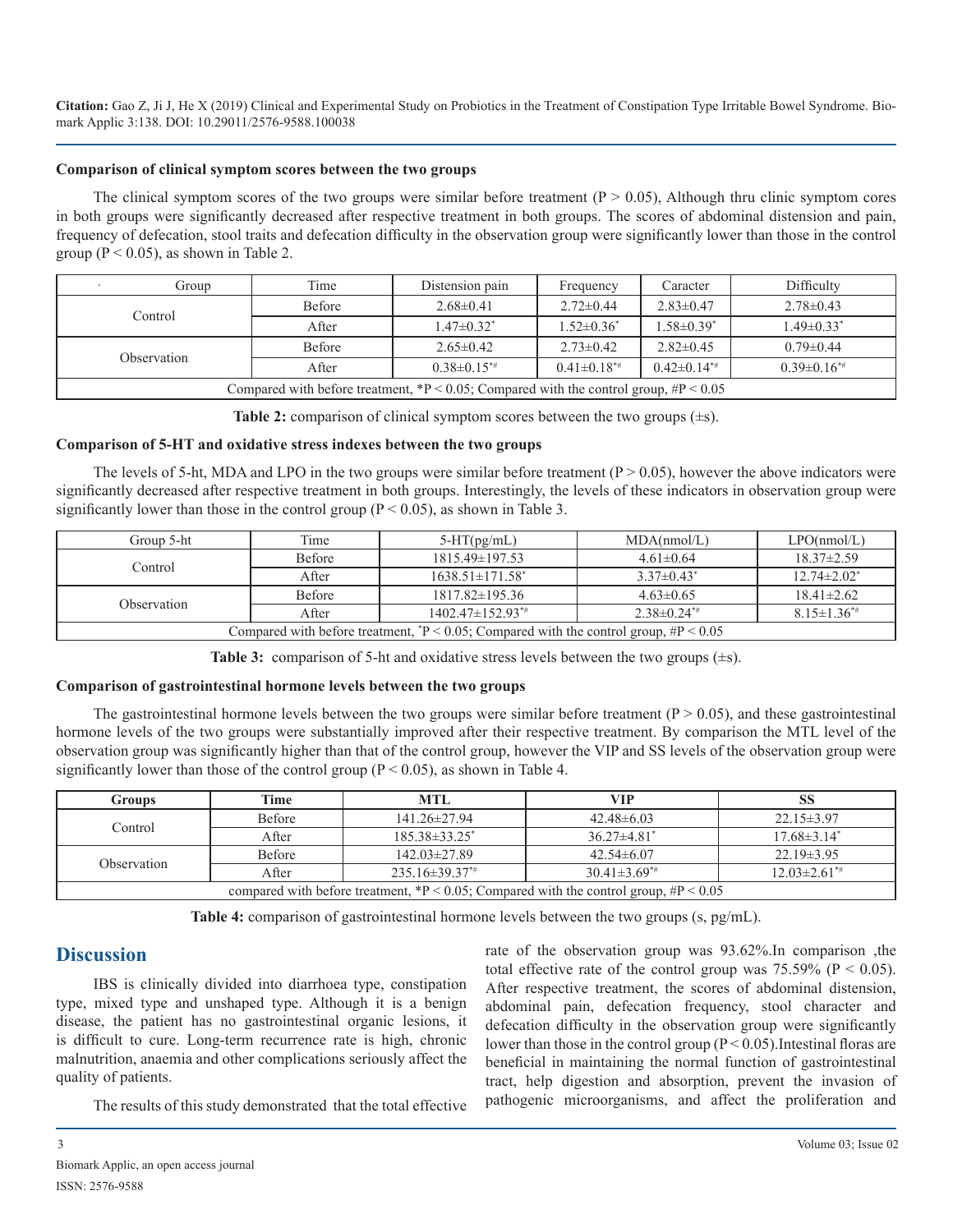**Comparison of clinical symptom scores between the two groups**

The clinical symptom scores of the two groups were similar before treatment ($P > 0.05$), Although thru clinic symptom cores in both groups were significantly decreased after respective treatment in both groups. The scores of abdominal distension and pain, frequency of defecation, stool traits and defecation difficulty in the observation group were significantly lower than those in the control group ($P < 0.05$), as shown in Table 2.

| Group | Time | Distension pain | Frequency | Caracter | Difficulty |
|---|---|---|---|---|---|
| Control | Before | 2.68±0.41 | 2.72±0.44 | 2.83±0.47 | 2.78±0.43 |
| | After | 1.47±0.32* | 1.52±0.36* | 1.58±0.39* | 1.49±0.33* |
| Observation | Before | 2.65±0.42 | 2.73±0.42 | 2.82±0.45 | 0.79±0.44 |
| | After | 0.38±0.15*# | 0.41±0.18*# | 0.42±0.14*# | 0.39±0.16*# |
| Compared with before treatment, *P < 0.05; Compared with the control group, #P < 0.05 | | | | | |

**Table 2:** comparison of clinical symptom scores between the two groups (±s).

**Comparison of 5-HT and oxidative stress indexes between the two groups**

The levels of 5-ht, MDA and LPO in the two groups were similar before treatment ($P > 0.05$), however the above indicators were significantly decreased after respective treatment in both groups. Interestingly, the levels of these indicators in observation group were significantly lower than those in the control group ($P < 0.05$), as shown in Table 3.

| Group 5-ht | Time | 5-HT(pg/mL) | MDA(nmol/L) | LPO(nmol/L) |
|---|---|---|---|---|
| Control | Before | 1815.49±197.53 | 4.61±0.64 | 18.37±2.59 |
| | After | 1638.51±171.58* | 3.37±0.43* | 12.74±2.02* |
| Observation | Before | 1817.82±195.36 | 4.63±0.65 | 18.41±2.62 |
| | After | 1402.47±152.93*# | 2.38±0.24*# | 8.15±1.36*# |
| Compared with before treatment, *P < 0.05; Compared with the control group, #P < 0.05 | | | | |

**Table 3:** comparison of 5-ht and oxidative stress levels between the two groups (±s).

**Comparison of gastrointestinal hormone levels between the two groups**

The gastrointestinal hormone levels between the two groups were similar before treatment ($P > 0.05$), and these gastrointestinal hormone levels of the two groups were substantially improved after their respective treatment. By comparison the MTL level of the observation group was significantly higher than that of the control group, however the VIP and SS levels of the observation group were significantly lower than those of the control group ($P < 0.05$), as shown in Table 4.

| Groups | Time | MTL | VIP | SS |
|---|---|---|---|---|
| Control | Before | 141.26±27.94 | 42.48±6.03 | 22.15±3.97 |
| | After | 185.38±33.25* | 36.27±4.81* | 17.68±3.14* |
| Observation | Before | 142.03±27.89 | 42.54±6.07 | 22.19±3.95 |
| | After | 235.16±39.37*# | 30.41±3.69*# | 12.03±2.61*# |
| compared with before treatment, *P < 0.05; Compared with the control group, #P < 0.05 | | | | |

**Table 4:** comparison of gastrointestinal hormone levels between the two groups (s, pg/mL).

## Discussion

IBS is clinically divided into diarrhoea type, constipation type, mixed type and unshaped type. Although it is a benign disease, the patient has no gastrointestinal organic lesions, it is difficult to cure. Long-term recurrence rate is high, chronic malnutrition, anaemia and other complications seriously affect the quality of patients.

The results of this study demonstrated that the total effective rate of the observation group was 93.62%.In comparison ,the total effective rate of the control group was 75.59% ($P < 0.05$). After respective treatment, the scores of abdominal distension, abdominal pain, defecation frequency, stool character and defecation difficulty in the observation group were significantly lower than those in the control group ($P < 0.05$).Intestinal floras are beneficial in maintaining the normal function of gastrointestinal tract, help digestion and absorption, prevent the invasion of pathogenic microorganisms, and affect the proliferation and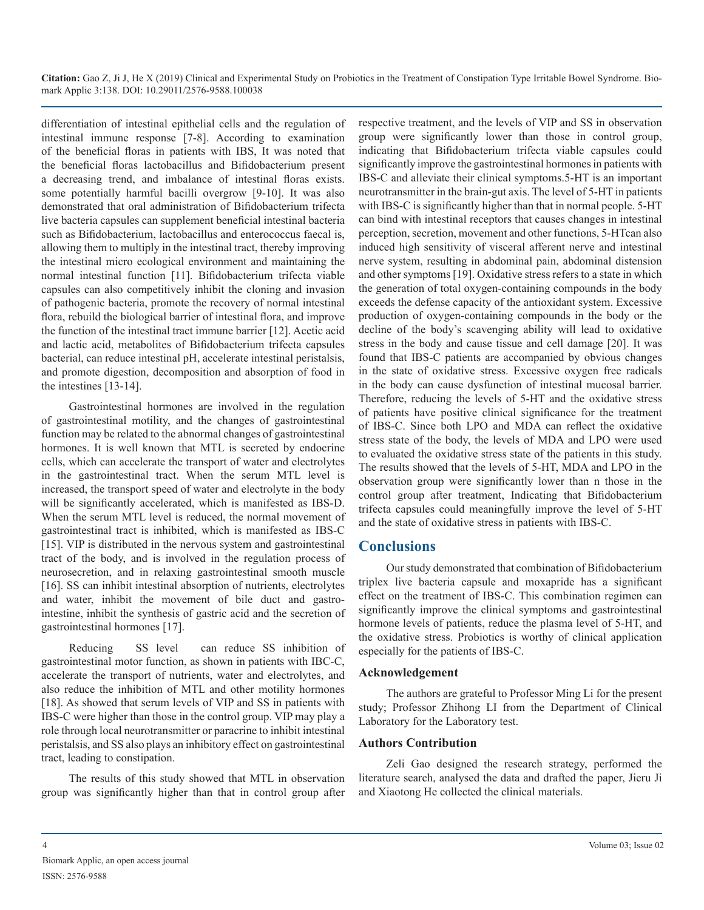differentiation of intestinal epithelial cells and the regulation of intestinal immune response [7-8]. According to examination of the beneficial floras in patients with IBS, It was noted that the beneficial floras lactobacillus and Bifidobacterium present a decreasing trend, and imbalance of intestinal floras exists. some potentially harmful bacilli overgrow [9-10]. It was also demonstrated that oral administration of Bifidobacterium trifecta live bacteria capsules can supplement beneficial intestinal bacteria such as Bifidobacterium, lactobacillus and enterococcus faecal is, allowing them to multiply in the intestinal tract, thereby improving the intestinal micro ecological environment and maintaining the normal intestinal function [11]. Bifidobacterium trifecta viable capsules can also competitively inhibit the cloning and invasion of pathogenic bacteria, promote the recovery of normal intestinal flora, rebuild the biological barrier of intestinal flora, and improve the function of the intestinal tract immune barrier [12]. Acetic acid and lactic acid, metabolites of Bifidobacterium trifecta capsules bacterial, can reduce intestinal pH, accelerate intestinal peristalsis, and promote digestion, decomposition and absorption of food in the intestines [13-14].

Gastrointestinal hormones are involved in the regulation of gastrointestinal motility, and the changes of gastrointestinal function may be related to the abnormal changes of gastrointestinal hormones. It is well known that MTL is secreted by endocrine cells, which can accelerate the transport of water and electrolytes in the gastrointestinal tract. When the serum MTL level is increased, the transport speed of water and electrolyte in the body will be significantly accelerated, which is manifested as IBS-D. When the serum MTL level is reduced, the normal movement of gastrointestinal tract is inhibited, which is manifested as IBS-C [15]. VIP is distributed in the nervous system and gastrointestinal tract of the body, and is involved in the regulation process of neurosecretion, and in relaxing gastrointestinal smooth muscle [16]. SS can inhibit intestinal absorption of nutrients, electrolytes and water, inhibit the movement of bile duct and gastro-intestine, inhibit the synthesis of gastric acid and the secretion of gastrointestinal hormones [17].

Reducing SS level can reduce SS inhibition of gastrointestinal motor function, as shown in patients with IBC-C, accelerate the transport of nutrients, water and electrolytes, and also reduce the inhibition of MTL and other motility hormones [18]. As showed that serum levels of VIP and SS in patients with IBS-C were higher than those in the control group. VIP may play a role through local neurotransmitter or paracrine to inhibit intestinal peristalsis, and SS also plays an inhibitory effect on gastrointestinal tract, leading to constipation.

The results of this study showed that MTL in observation group was significantly higher than that in control group after respective treatment, and the levels of VIP and SS in observation group were significantly lower than those in control group, indicating that Bifidobacterium trifecta viable capsules could significantly improve the gastrointestinal hormones in patients with IBS-C and alleviate their clinical symptoms.5-HT is an important neurotransmitter in the brain-gut axis. The level of 5-HT in patients with IBS-C is significantly higher than that in normal people. 5-HT can bind with intestinal receptors that causes changes in intestinal perception, secretion, movement and other functions, 5-HTcan also induced high sensitivity of visceral afferent nerve and intestinal nerve system, resulting in abdominal pain, abdominal distension and other symptoms [19]. Oxidative stress refers to a state in which the generation of total oxygen-containing compounds in the body exceeds the defense capacity of the antioxidant system. Excessive production of oxygen-containing compounds in the body or the decline of the body's scavenging ability will lead to oxidative stress in the body and cause tissue and cell damage [20]. It was found that IBS-C patients are accompanied by obvious changes in the state of oxidative stress. Excessive oxygen free radicals in the body can cause dysfunction of intestinal mucosal barrier. Therefore, reducing the levels of 5-HT and the oxidative stress of patients have positive clinical significance for the treatment of IBS-C. Since both LPO and MDA can reflect the oxidative stress state of the body, the levels of MDA and LPO were used to evaluated the oxidative stress state of the patients in this study. The results showed that the levels of 5-HT, MDA and LPO in the observation group were significantly lower than n those in the control group after treatment, Indicating that Bifidobacterium trifecta capsules could meaningfully improve the level of 5-HT and the state of oxidative stress in patients with IBS-C.

## Conclusions

Our study demonstrated that combination of Bifidobacterium triplex live bacteria capsule and moxapride has a significant effect on the treatment of IBS-C. This combination regimen can significantly improve the clinical symptoms and gastrointestinal hormone levels of patients, reduce the plasma level of 5-HT, and the oxidative stress. Probiotics is worthy of clinical application especially for the patients of IBS-C.

### Acknowledgement

The authors are grateful to Professor Ming Li for the present study; Professor Zhihong LI from the Department of Clinical Laboratory for the Laboratory test.

### Authors Contribution

Zeli Gao designed the research strategy, performed the literature search, analysed the data and drafted the paper, Jieru Ji and Xiaotong He collected the clinical materials.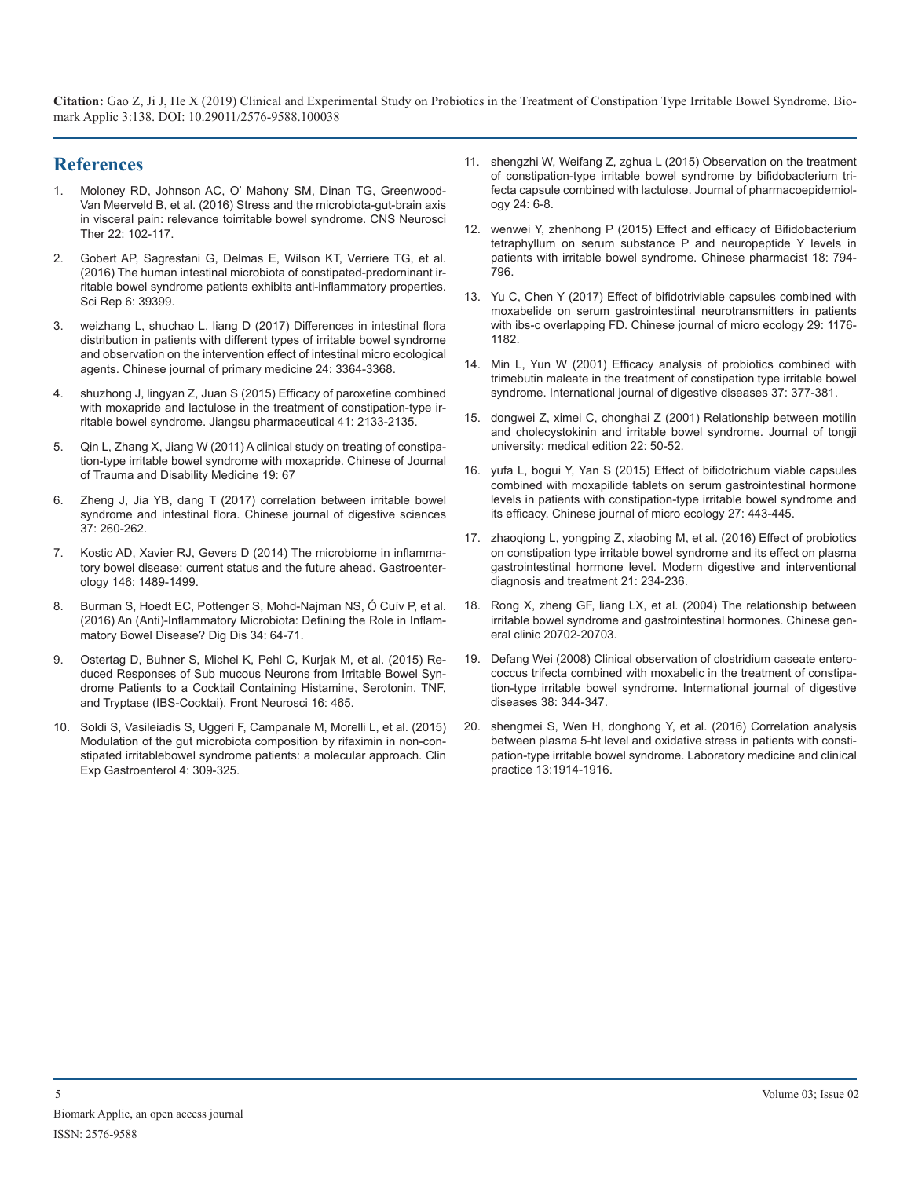## References

1. Moloney RD, Johnson AC, O' Mahony SM, Dinan TG, Greenwood-Van Meerveld B, et al. (2016) Stress and the microbiota-gut-brain axis in visceral pain: relevance toirritable bowel syndrome. CNS Neurosci Ther 22: 102-117.
2. Gobert AP, Sagrestani G, Delmas E, Wilson KT, Verriere TG, et al. (2016) The human intestinal microbiota of constipated-predorninant irritable bowel syndrome patients exhibits anti-inflammatory properties. Sci Rep 6: 39399.
3. weizhang L, shuchao L, liang D (2017) Differences in intestinal flora distribution in patients with different types of irritable bowel syndrome and observation on the intervention effect of intestinal micro ecological agents. Chinese journal of primary medicine 24: 3364-3368.
4. shuzhong J, lingyan Z, Juan S (2015) Efficacy of paroxetine combined with moxapride and lactulose in the treatment of constipation-type irritable bowel syndrome. Jiangsu pharmaceutical 41: 2133-2135.
5. Qin L, Zhang X, Jiang W (2011) A clinical study on treating of constipation-type irritable bowel syndrome with moxapride. Chinese of Journal of Trauma and Disability Medicine 19: 67
6. Zheng J, Jia YB, dang T (2017) correlation between irritable bowel syndrome and intestinal flora. Chinese journal of digestive sciences 37: 260-262.
7. Kostic AD, Xavier RJ, Gevers D (2014) The microbiome in inflammatory bowel disease: current status and the future ahead. Gastroenterology 146: 1489-1499.
8. Burman S, Hoedt EC, Pottenger S, Mohd-Najman NS, Ó Cuív P, et al. (2016) An (Anti)-Inflammatory Microbiota: Defining the Role in Inflammatory Bowel Disease? Dig Dis 34: 64-71.
9. Ostertag D, Buhner S, Michel K, Pehl C, Kurjak M, et al. (2015) Reduced Responses of Sub mucous Neurons from Irritable Bowel Syndrome Patients to a Cocktail Containing Histamine, Serotonin, TNF, and Tryptase (IBS-Cocktai). Front Neurosci 16: 465.
10. Soldi S, Vasileiadis S, Uggeri F, Campanale M, Morelli L, et al. (2015) Modulation of the gut microbiota composition by rifaximin in non-constipated irritablebowel syndrome patients: a molecular approach. Clin Exp Gastroenterol 4: 309-325.
11. shengzhi W, Weifang Z, zghua L (2015) Observation on the treatment of constipation-type irritable bowel syndrome by bifidobacterium trifecta capsule combined with lactulose. Journal of pharmacoepidemiology 24: 6-8.
12. wenwei Y, zhenhong P (2015) Effect and efficacy of Bifidobacterium tetraphyllum on serum substance P and neuropeptide Y levels in patients with irritable bowel syndrome. Chinese pharmacist 18: 794-796.
13. Yu C, Chen Y (2017) Effect of bifidotriviable capsules combined with moxabelide on serum gastrointestinal neurotransmitters in patients with ibs-c overlapping FD. Chinese journal of micro ecology 29: 1176-1182.
14. Min L, Yun W (2001) Efficacy analysis of probiotics combined with trimebutin maleate in the treatment of constipation type irritable bowel syndrome. International journal of digestive diseases 37: 377-381.
15. dongwei Z, ximei C, chonghai Z (2001) Relationship between motilin and cholecystokinin and irritable bowel syndrome. Journal of tongji university: medical edition 22: 50-52.
16. yufa L, bogui Y, Yan S (2015) Effect of bifidotrichum viable capsules combined with moxapilide tablets on serum gastrointestinal hormone levels in patients with constipation-type irritable bowel syndrome and its efficacy. Chinese journal of micro ecology 27: 443-445.
17. zhaoqiong L, yongping Z, xiaobing M, et al. (2016) Effect of probiotics on constipation type irritable bowel syndrome and its effect on plasma gastrointestinal hormone level. Modern digestive and interventional diagnosis and treatment 21: 234-236.
18. Rong X, zheng GF, liang LX, et al. (2004) The relationship between irritable bowel syndrome and gastrointestinal hormones. Chinese general clinic 20702-20703.
19. Defang Wei (2008) Clinical observation of clostridium caseate enterococcus trifecta combined with moxabelic in the treatment of constipation-type irritable bowel syndrome. International journal of digestive diseases 38: 344-347.
20. shengmei S, Wen H, donghong Y, et al. (2016) Correlation analysis between plasma 5-ht level and oxidative stress in patients with constipation-type irritable bowel syndrome. Laboratory medicine and clinical practice 13:1914-1916.